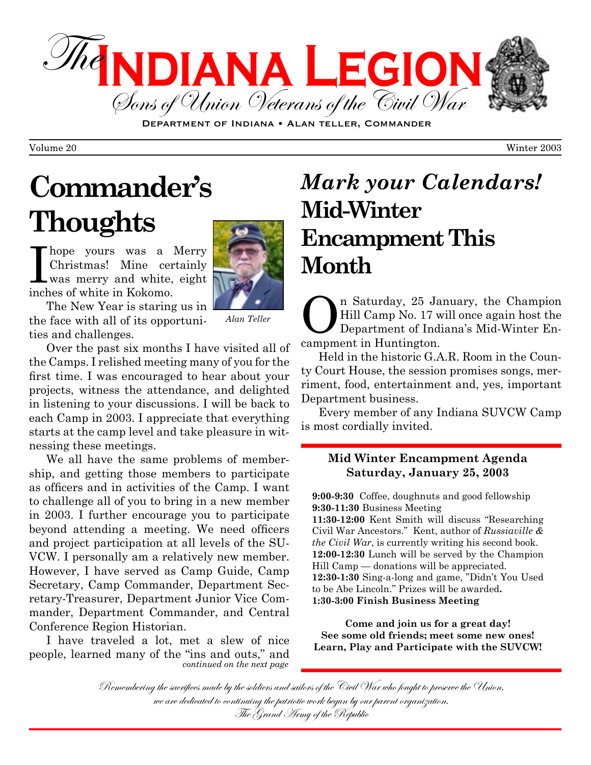# The Indiana Legion

*Sons of Union Veterans of the Civil War*

Department of Indiana • Alan Teller, Commander

Volume 20 | Winter 2003

## Commander's Thoughts

I hope yours was a Merry Christmas! Mine certainly was merry and white, eight inches of white in Kokomo.

*Alan Teller*

The New Year is staring us in the face with all of its opportunities and challenges.

Over the past six months I have visited all of the Camps. I relished meeting many of you for the first time. I was encouraged to hear about your projects, witness the attendance, and delighted in listening to your discussions. I will be back to each Camp in 2003. I appreciate that everything starts at the camp level and take pleasure in witnessing these meetings.

We all have the same problems of membership, and getting those members to participate as officers and in activities of the Camp. I want to challenge all of you to bring in a new member in 2003. I further encourage you to participate beyond attending a meeting. We need officers and project participation at all levels of the SUVCW. I personally am a relatively new member. However, I have served as Camp Guide, Camp Secretary, Camp Commander, Department Secretary-Treasurer, Department Junior Vice Commander, Department Commander, and Central Conference Region Historian.

I have traveled a lot, met a slew of nice people, learned many of the "ins and outs," and

*continued on the next page*

## *Mark your Calendars!* Mid-Winter Encampment This Month

On Saturday, 25 January, the Champion Hill Camp No. 17 will once again host the Department of Indiana's Mid-Winter Encampment in Huntington.

Held in the historic G.A.R. Room in the County Court House, the session promises songs, merriment, food, entertainment and, yes, important Department business.

Every member of any Indiana SUVCW Camp is most cordially invited.

### Mid Winter Encampment Agenda
### Saturday, January 25, 2003

**9:00-9:30** Coffee, doughnuts and good fellowship
**9:30-11:30** Business Meeting
**11:30-12:00** Kent Smith will discuss "Researching Civil War Ancestors." Kent, author of *Russiaville & the Civil War*, is currently writing his second book.
**12:00-12:30** Lunch will be served by the Champion Hill Camp — donations will be appreciated.
**12:30-1:30** Sing-a-long and game, "Didn't You Used to be Abe Lincoln." Prizes will be awarded.
**1:30-3:00 Finish Business Meeting**

**Come and join us for a great day!**
**See some old friends; meet some new ones!**
**Learn, Play and Participate with the SUVCW!**

*Remembering the sacrifices made by the soldiers and sailors of the Civil War who fought to preserve the Union, we are dedicated to continuing the patriotic work begun by our parent organization, The Grand Army of the Republic*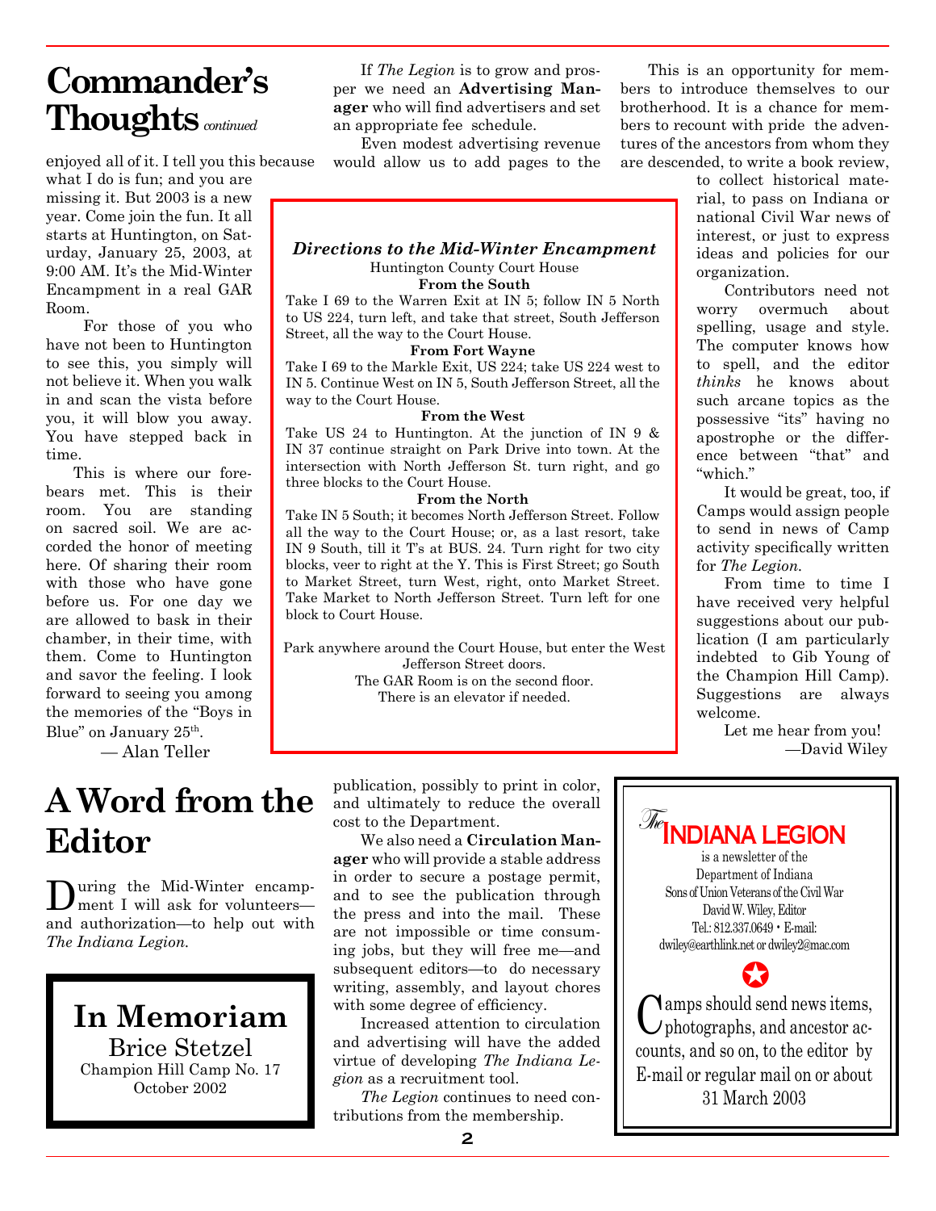# Commander's Thoughts *continued*

enjoyed all of it. I tell you this because what I do is fun; and you are missing it. But 2003 is a new year. Come join the fun. It all starts at Huntington, on Saturday, January 25, 2003, at 9:00 AM. It's the Mid-Winter Encampment in a real GAR Room.

For those of you who have not been to Huntington to see this, you simply will not believe it. When you walk in and scan the vista before you, it will blow you away. You have stepped back in time.

This is where our forebears met. This is their room. You are standing on sacred soil. We are accorded the honor of meeting here. Of sharing their room with those who have gone before us. For one day we are allowed to bask in their chamber, in their time, with them. Come to Huntington and savor the feeling. I look forward to seeing you among the memories of the "Boys in Blue" on January 25th.

— Alan Teller

### *Directions to the Mid-Winter Encampment*

Huntington County Court House

**From the South**

Take I 69 to the Warren Exit at IN 5; follow IN 5 North to US 224, turn left, and take that street, South Jefferson Street, all the way to the Court House.

**From Fort Wayne**

Take I 69 to the Markle Exit, US 224; take US 224 west to IN 5. Continue West on IN 5, South Jefferson Street, all the way to the Court House.

**From the West**

Take US 24 to Huntington. At the junction of IN 9 & IN 37 continue straight on Park Drive into town. At the intersection with North Jefferson St. turn right, and go three blocks to the Court House.

**From the North**

Take IN 5 South; it becomes North Jefferson Street. Follow all the way to the Court House; or, as a last resort, take IN 9 South, till it T's at BUS. 24. Turn right for two city blocks, veer to right at the Y. This is First Street; go South to Market Street, turn West, right, onto Market Street. Take Market to North Jefferson Street. Turn left for one block to Court House.

Park anywhere around the Court House, but enter the West Jefferson Street doors.
The GAR Room is on the second floor.
There is an elevator if needed.

# A Word from the Editor

During the Mid-Winter encampment I will ask for volunteers—and authorization—to help out with *The Indiana Legion.*

If *The Legion* is to grow and prosper we need an **Advertising Manager** who will find advertisers and set an appropriate fee schedule.

Even modest advertising revenue would allow us to add pages to the publication, possibly to print in color, and ultimately to reduce the overall cost to the Department.

We also need a **Circulation Manager** who will provide a stable address in order to secure a postage permit, and to see the publication through the press and into the mail. These are not impossible or time consuming jobs, but they will free me—and subsequent editors—to do necessary writing, assembly, and layout chores with some degree of efficiency.

Increased attention to circulation and advertising will have the added virtue of developing *The Indiana Legion* as a recruitment tool.

*The Legion* continues to need contributions from the membership.

This is an opportunity for members to introduce themselves to our brotherhood. It is a chance for members to recount with pride the adventures of the ancestors from whom they are descended, to write a book review, to collect historical material, to pass on Indiana or national Civil War news of interest, or just to express ideas and policies for our organization.

Contributors need not worry overmuch about spelling, usage and style. The computer knows how to spell, and the editor *thinks* he knows about such arcane topics as the possessive "its" having no apostrophe or the difference between "that" and "which."

It would be great, too, if Camps would assign people to send in news of Camp activity specifically written for *The Legion.*

From time to time I have received very helpful suggestions about our publication (I am particularly indebted to Gib Young of the Champion Hill Camp). Suggestions are always welcome.

Let me hear from you!

—David Wiley

## In Memoriam

Brice Stetzel
Champion Hill Camp No. 17
October 2002

*The* **INDIANA LEGION**
is a newsletter of the
Department of Indiana
Sons of Union Veterans of the Civil War
David W. Wiley, Editor
Tel.: 812.337.0649 • E-mail:
dwiley@earthlink.net or dwiley2@mac.com

Camps should send news items, photographs, and ancestor accounts, and so on, to the editor by E-mail or regular mail on or about 31 March 2003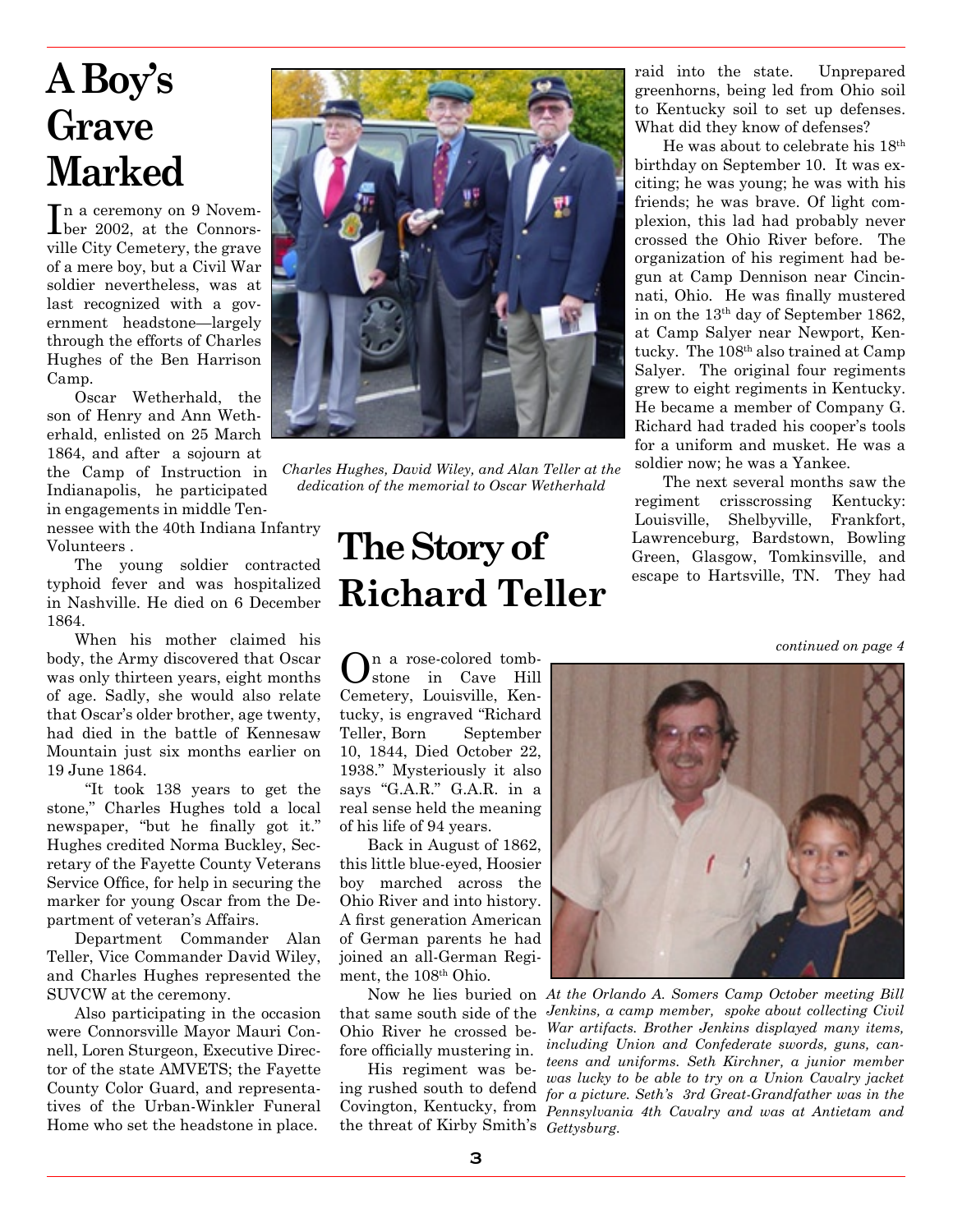# A Boy's Grave Marked

In a ceremony on 9 November 2002, at the Connorsville City Cemetery, the grave of a mere boy, but a Civil War soldier nevertheless, was at last recognized with a government headstone—largely through the efforts of Charles Hughes of the Ben Harrison Camp.

Oscar Wetherhald, the son of Henry and Ann Wetherhald, enlisted on 25 March 1864, and after a sojourn at the Camp of Instruction in Indianapolis, he participated in engagements in middle Tennessee with the 40th Indiana Infantry Volunteers .

The young soldier contracted typhoid fever and was hospitalized in Nashville. He died on 6 December 1864.

When his mother claimed his body, the Army discovered that Oscar was only thirteen years, eight months of age. Sadly, she would also relate that Oscar's older brother, age twenty, had died in the battle of Kennesaw Mountain just six months earlier on 19 June 1864.

"It took 138 years to get the stone," Charles Hughes told a local newspaper, "but he finally got it." Hughes credited Norma Buckley, Secretary of the Fayette County Veterans Service Office, for help in securing the marker for young Oscar from the Department of veteran's Affairs.

Department Commander Alan Teller, Vice Commander David Wiley, and Charles Hughes represented the SUVCW at the ceremony.

Also participating in the occasion were Connorsville Mayor Mauri Connell, Loren Sturgeon, Executive Director of the state AMVETS; the Fayette County Color Guard, and representatives of the Urban-Winkler Funeral Home who set the headstone in place.

*Charles Hughes, David Wiley, and Alan Teller at the dedication of the memorial to Oscar Wetherhald*

# The Story of Richard Teller

On a rose-colored tombstone in Cave Hill Cemetery, Louisville, Kentucky, is engraved "Richard Teller, Born September 10, 1844, Died October 22, 1938." Mysteriously it also says "G.A.R." G.A.R. in a real sense held the meaning of his life of 94 years.

Back in August of 1862, this little blue-eyed, Hoosier boy marched across the Ohio River and into history. A first generation American of German parents he had joined an all-German Regiment, the 108th Ohio.

Now he lies buried on that same south side of the Ohio River he crossed before officially mustering in.

His regiment was being rushed south to defend Covington, Kentucky, from the threat of Kirby Smith's raid into the state. Unprepared greenhorns, being led from Ohio soil to Kentucky soil to set up defenses. What did they know of defenses?

He was about to celebrate his 18th birthday on September 10. It was exciting; he was young; he was with his friends; he was brave. Of light complexion, this lad had probably never crossed the Ohio River before. The organization of his regiment had begun at Camp Dennison near Cincinnati, Ohio. He was finally mustered in on the 13th day of September 1862, at Camp Salyer near Newport, Kentucky. The 108th also trained at Camp Salyer. The original four regiments grew to eight regiments in Kentucky. He became a member of Company G. Richard had traded his cooper's tools for a uniform and musket. He was a soldier now; he was a Yankee.

The next several months saw the regiment crisscrossing Kentucky: Louisville, Shelbyville, Frankfort, Lawrenceburg, Bardstown, Bowling Green, Glasgow, Tomkinsville, and escape to Hartsville, TN. They had

*continued on page 4*

*At the Orlando A. Somers Camp October meeting Bill Jenkins, a camp member, spoke about collecting Civil War artifacts. Brother Jenkins displayed many items, including Union and Confederate swords, guns, canteens and uniforms. Seth Kirchner, a junior member was lucky to be able to try on a Union Cavalry jacket for a picture. Seth's 3rd Great-Grandfather was in the Pennsylvania 4th Cavalry and was at Antietam and Gettysburg.*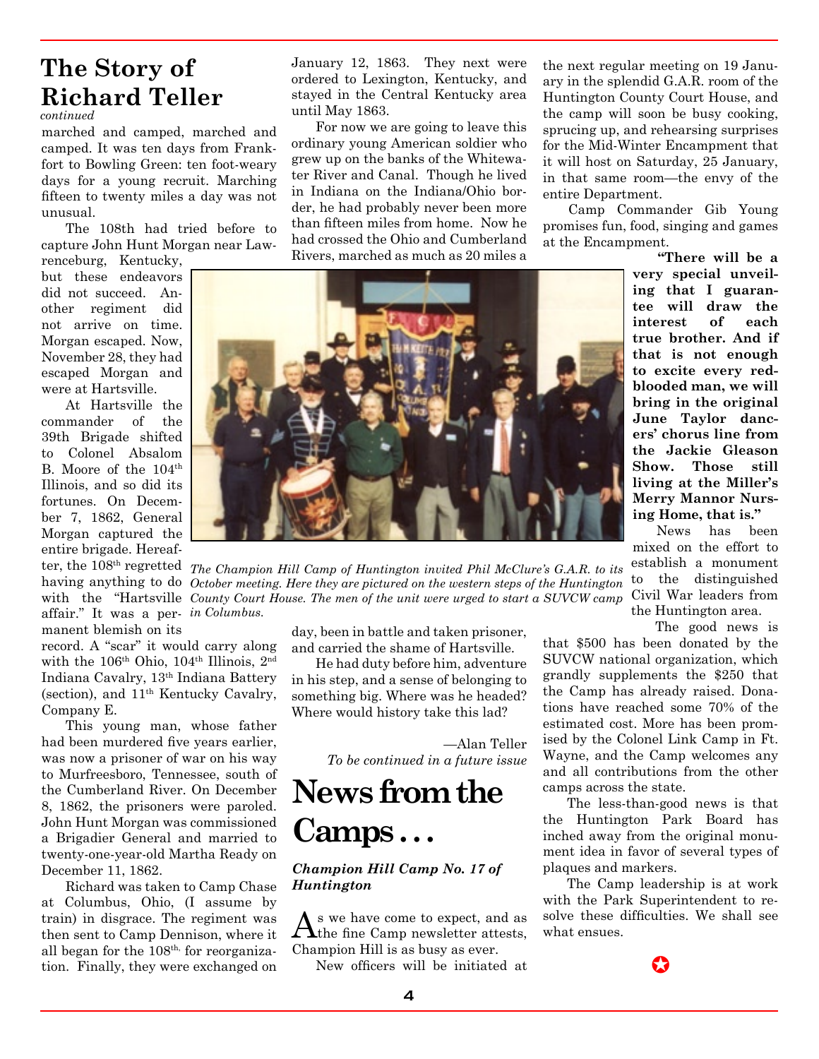# The Story of Richard Teller

*continued*

marched and camped, marched and camped. It was ten days from Frankfort to Bowling Green: ten foot-weary days for a young recruit. Marching fifteen to twenty miles a day was not unusual.

The 108th had tried before to capture John Hunt Morgan near Lawrenceburg, Kentucky, but these endeavors did not succeed. Another regiment did not arrive on time. Morgan escaped. Now, November 28, they had escaped Morgan and were at Hartsville.

At Hartsville the commander of the 39th Brigade shifted to Colonel Absalom B. Moore of the 104th Illinois, and so did its fortunes. On December 7, 1862, General Morgan captured the entire brigade. Hereafter, the 108th regretted having anything to do with the "Hartsville affair." It was a permanent blemish on its record. A "scar" it would carry along with the 106th Ohio, 104th Illinois, 2nd Indiana Cavalry, 13th Indiana Battery (section), and 11th Kentucky Cavalry, Company E.

This young man, whose father had been murdered five years earlier, was now a prisoner of war on his way to Murfreesboro, Tennessee, south of the Cumberland River. On December 8, 1862, the prisoners were paroled. John Hunt Morgan was commissioned a Brigadier General and married to twenty-one-year-old Martha Ready on December 11, 1862.

Richard was taken to Camp Chase at Columbus, Ohio, (I assume by train) in disgrace. The regiment was then sent to Camp Dennison, where it all began for the 108th, for reorganization. Finally, they were exchanged on January 12, 1863. They next were ordered to Lexington, Kentucky, and stayed in the Central Kentucky area until May 1863.

For now we are going to leave this ordinary young American soldier who grew up on the banks of the Whitewater River and Canal. Though he lived in Indiana on the Indiana/Ohio border, he had probably never been more than fifteen miles from home. Now he had crossed the Ohio and Cumberland Rivers, marched as much as 20 miles a day, been in battle and taken prisoner, and carried the shame of Hartsville.

He had duty before him, adventure in his step, and a sense of belonging to something big. Where was he headed? Where would history take this lad?

—Alan Teller

*To be continued in a future issue*

*The Champion Hill Camp of Huntington invited Phil McClure's G.A.R. to its October meeting. Here they are pictured on the western steps of the Huntington County Court House. The men of the unit were urged to start a SUVCW camp in Columbus.*

# News from the Camps . . .

***Champion Hill Camp No. 17 of Huntington***

As we have come to expect, and as the fine Camp newsletter attests, Champion Hill is as busy as ever.

New officers will be initiated at the next regular meeting on 19 January in the splendid G.A.R. room of the Huntington County Court House, and the camp will soon be busy cooking, sprucing up, and rehearsing surprises for the Mid-Winter Encampment that it will host on Saturday, 25 January, in that same room—the envy of the entire Department.

Camp Commander Gib Young promises fun, food, singing and games at the Encampment.

**"There will be a very special unveiling that I guarantee will draw the interest of each true brother. And if that is not enough to excite every red-blooded man, we will bring in the original June Taylor dancers' chorus line from the Jackie Gleason Show. Those still living at the Miller's Merry Mannor Nursing Home, that is."**

News has been mixed on the effort to establish a monument to the distinguished Civil War leaders from the Huntington area.

The good news is that $500 has been donated by the SUVCW national organization, which grandly supplements the $250 that the Camp has already raised. Donations have reached some 70% of the estimated cost. More has been promised by the Colonel Link Camp in Ft. Wayne, and the Camp welcomes any and all contributions from the other camps across the state.

The less-than-good news is that the Huntington Park Board has inched away from the original monument idea in favor of several types of plaques and markers.

The Camp leadership is at work with the Park Superintendent to resolve these difficulties. We shall see what ensues.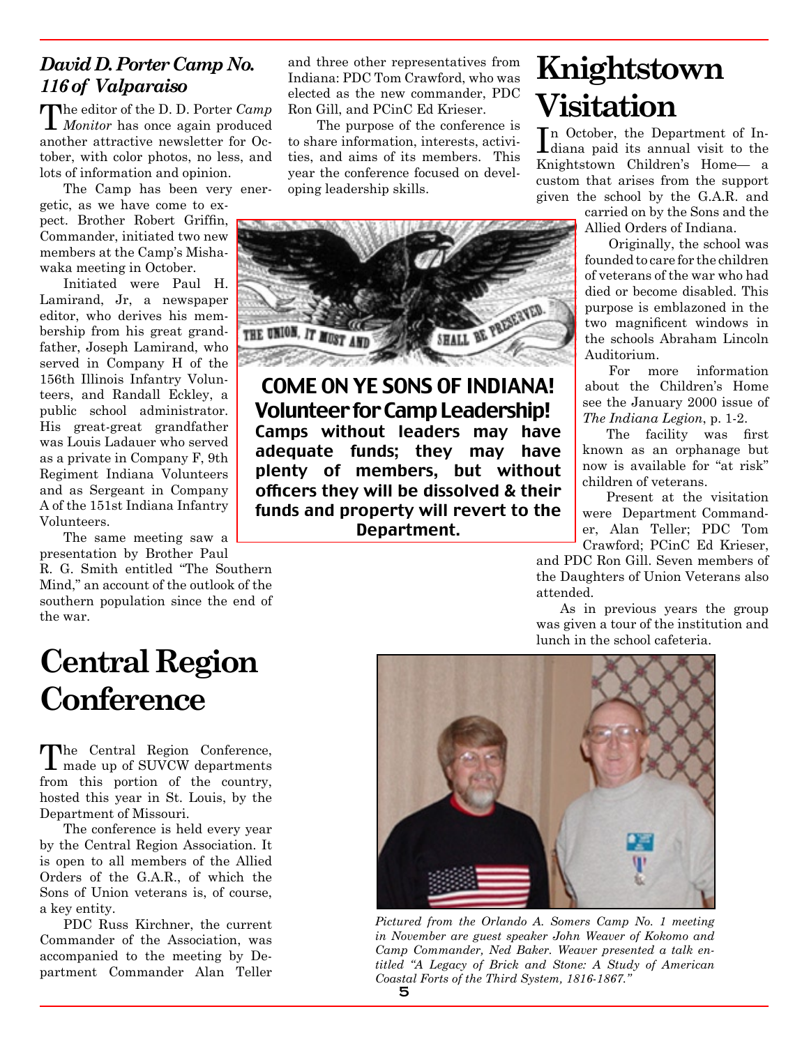## *David D. Porter Camp No. 116 of Valparaiso*

The editor of the D. D. Porter *Camp Monitor* has once again produced another attractive newsletter for October, with color photos, no less, and lots of information and opinion.

The Camp has been very energetic, as we have come to expect. Brother Robert Griffin, Commander, initiated two new members at the Camp's Mishawaka meeting in October.

Initiated were Paul H. Lamirand, Jr, a newspaper editor, who derives his membership from his great grandfather, Joseph Lamirand, who served in Company H of the 156th Illinois Infantry Volunteers, and Randall Eckley, a public school administrator. His great-great grandfather was Louis Ladauer who served as a private in Company F, 9th Regiment Indiana Volunteers and as Sergeant in Company A of the 151st Indiana Infantry Volunteers.

The same meeting saw a presentation by Brother Paul R. G. Smith entitled "The Southern Mind," an account of the outlook of the southern population since the end of the war.

# Central Region Conference

The Central Region Conference, made up of SUVCW departments from this portion of the country, hosted this year in St. Louis, by the Department of Missouri.

The conference is held every year by the Central Region Association. It is open to all members of the Allied Orders of the G.A.R., of which the Sons of Union veterans is, of course, a key entity.

PDC Russ Kirchner, the current Commander of the Association, was accompanied to the meeting by Department Commander Alan Teller and three other representatives from Indiana: PDC Tom Crawford, who was elected as the new commander, PDC Ron Gill, and PCinC Ed Krieser.

The purpose of the conference is to share information, interests, activities, and aims of its members. This year the conference focused on developing leadership skills.

THE UNION, IT MUST AND SHALL BE PRESERVED.

**COME ON YE SONS OF INDIANA!**
**Volunteer for Camp Leadership!**
**Camps without leaders may have adequate funds; they may have plenty of members, but without officers they will be dissolved & their funds and property will revert to the Department.**

# Knightstown Visitation

In October, the Department of Indiana paid its annual visit to the Knightstown Children's Home— a custom that arises from the support given the school by the G.A.R. and carried on by the Sons and the Allied Orders of Indiana.

Originally, the school was founded to care for the children of veterans of the war who had died or become disabled. This purpose is emblazoned in the two magnificent windows in the schools Abraham Lincoln Auditorium.

For more information about the Children's Home see the January 2000 issue of *The Indiana Legion*, p. 1-2.

The facility was first known as an orphanage but now is available for "at risk" children of veterans.

Present at the visitation were Department Commander, Alan Teller; PDC Tom Crawford; PCinC Ed Krieser, and PDC Ron Gill. Seven members of the Daughters of Union Veterans also attended.

As in previous years the group was given a tour of the institution and lunch in the school cafeteria.

*Pictured from the Orlando A. Somers Camp No. 1 meeting in November are guest speaker John Weaver of Kokomo and Camp Commander, Ned Baker. Weaver presented a talk entitled "A Legacy of Brick and Stone: A Study of American Coastal Forts of the Third System, 1816-1867."*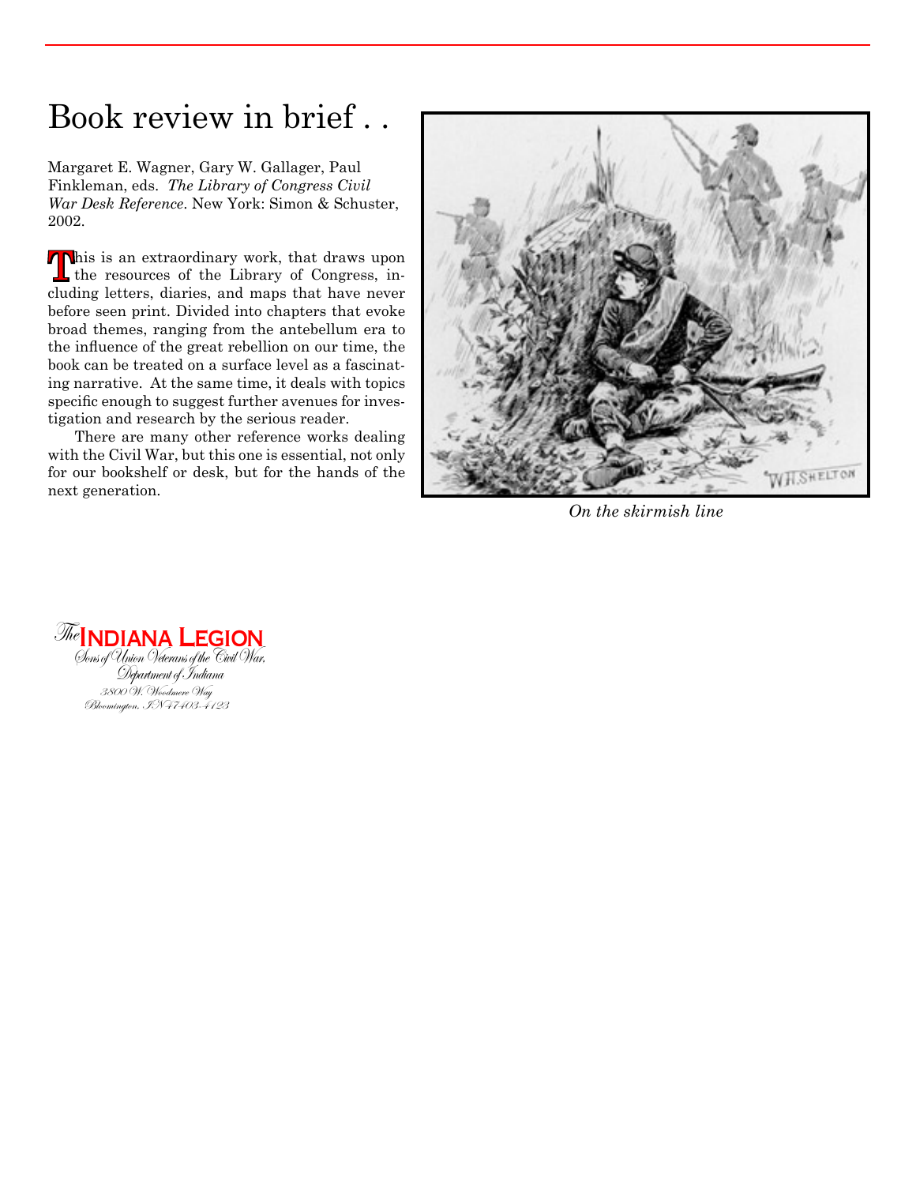# Book review in brief . .

Margaret E. Wagner, Gary W. Gallager, Paul Finkleman, eds. *The Library of Congress Civil War Desk Reference*. New York: Simon & Schuster, 2002.

This is an extraordinary work, that draws upon the resources of the Library of Congress, including letters, diaries, and maps that have never before seen print. Divided into chapters that evoke broad themes, ranging from the antebellum era to the influence of the great rebellion on our time, the book can be treated on a surface level as a fascinating narrative. At the same time, it deals with topics specific enough to suggest further avenues for investigation and research by the serious reader.

There are many other reference works dealing with the Civil War, but this one is essential, not only for our bookshelf or desk, but for the hands of the next generation.

*On the skirmish line*

The Indiana Legion
Sons of Union Veterans of the Civil War,
Department of Indiana
3800 W. Woodmere Way
Bloomington, IN 47403-4123